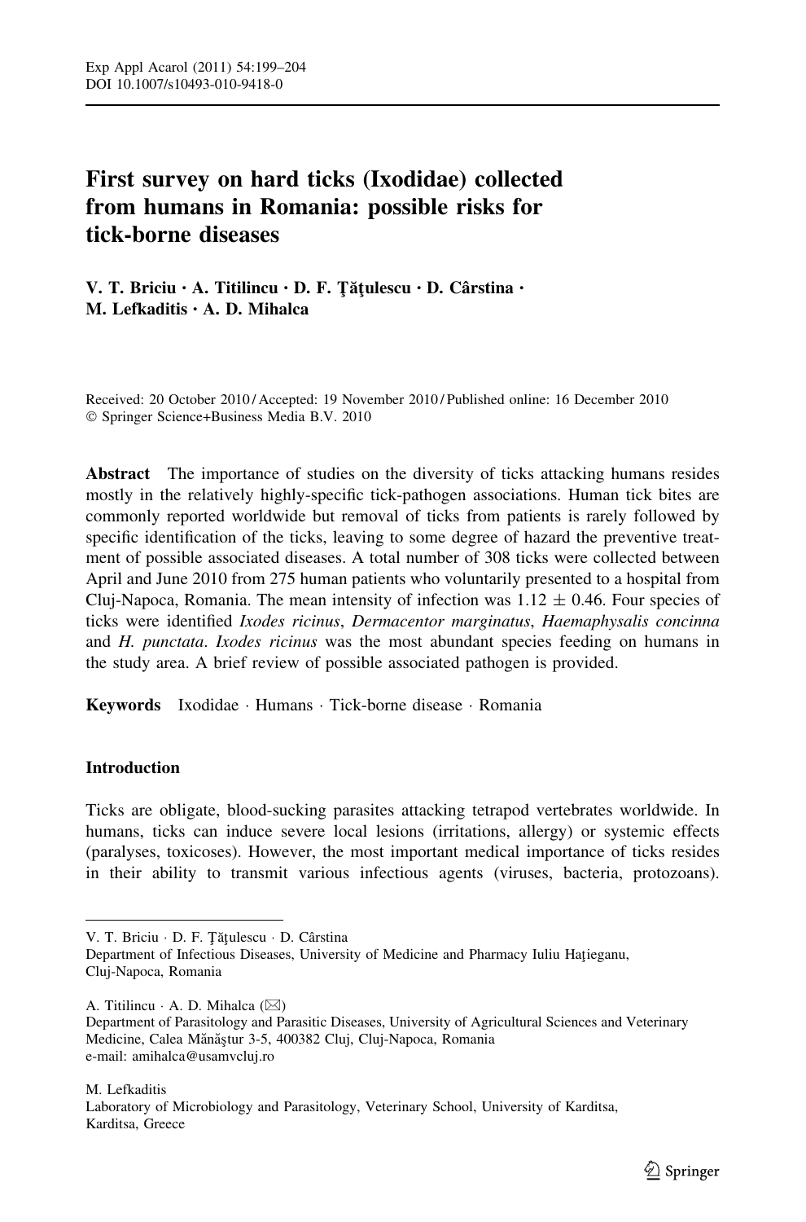# First survey on hard ticks (Ixodidae) collected from humans in Romania: possible risks for tick-borne diseases

**V. T. Briciu · A. Titilincu · D. F. Ţăţulescu · D. Cârstina · M. Lefkaditis · A. D. Mihalca**

Received: 20 October 2010 / Accepted: 19 November 2010 / Published online: 16 December 2010
© Springer Science+Business Media B.V. 2010

**Abstract** The importance of studies on the diversity of ticks attacking humans resides mostly in the relatively highly-specific tick-pathogen associations. Human tick bites are commonly reported worldwide but removal of ticks from patients is rarely followed by specific identification of the ticks, leaving to some degree of hazard the preventive treatment of possible associated diseases. A total number of 308 ticks were collected between April and June 2010 from 275 human patients who voluntarily presented to a hospital from Cluj-Napoca, Romania. The mean intensity of infection was 1.12 ± 0.46. Four species of ticks were identified *Ixodes ricinus*, *Dermacentor marginatus*, *Haemaphysalis concinna* and *H. punctata*. *Ixodes ricinus* was the most abundant species feeding on humans in the study area. A brief review of possible associated pathogen is provided.

**Keywords** Ixodidae · Humans · Tick-borne disease · Romania

## Introduction

Ticks are obligate, blood-sucking parasites attacking tetrapod vertebrates worldwide. In humans, ticks can induce severe local lesions (irritations, allergy) or systemic effects (paralyses, toxicoses). However, the most important medical importance of ticks resides in their ability to transmit various infectious agents (viruses, bacteria, protozoans).

---

V. T. Briciu · D. F. Ţăţulescu · D. Cârstina
Department of Infectious Diseases, University of Medicine and Pharmacy Iuliu Haţieganu, Cluj-Napoca, Romania

A. Titilincu · A. D. Mihalca (✉)
Department of Parasitology and Parasitic Diseases, University of Agricultural Sciences and Veterinary Medicine, Calea Mănăştur 3-5, 400382 Cluj, Cluj-Napoca, Romania
e-mail: amihalca@usamvcluj.ro

M. Lefkaditis
Laboratory of Microbiology and Parasitology, Veterinary School, University of Karditsa, Karditsa, Greece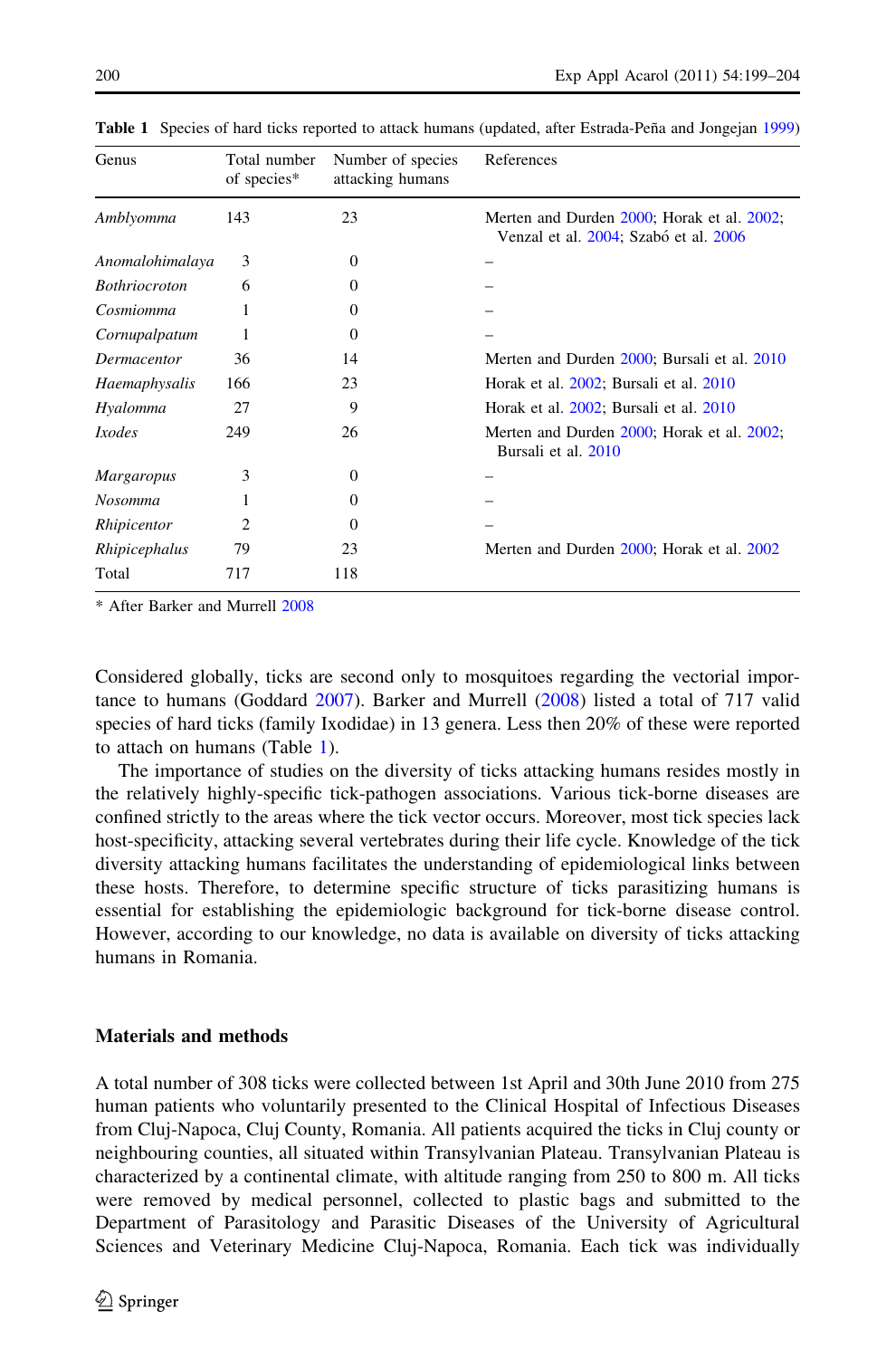**Table 1** Species of hard ticks reported to attack humans (updated, after Estrada-Peña and Jongejan 1999)

| Genus | Total number of species* | Number of species attacking humans | References |
|---|---|---|---|
| *Amblyomma* | 143 | 23 | Merten and Durden 2000; Horak et al. 2002; Venzal et al. 2004; Szabó et al. 2006 |
| *Anomalohimalaya* | 3 | 0 | – |
| *Bothriocroton* | 6 | 0 | – |
| *Cosmiomma* | 1 | 0 | – |
| *Cornupalpatum* | 1 | 0 | – |
| *Dermacentor* | 36 | 14 | Merten and Durden 2000; Bursali et al. 2010 |
| *Haemaphysalis* | 166 | 23 | Horak et al. 2002; Bursali et al. 2010 |
| *Hyalomma* | 27 | 9 | Horak et al. 2002; Bursali et al. 2010 |
| *Ixodes* | 249 | 26 | Merten and Durden 2000; Horak et al. 2002; Bursali et al. 2010 |
| *Margaropus* | 3 | 0 | – |
| *Nosomma* | 1 | 0 | – |
| *Rhipicentor* | 2 | 0 | – |
| *Rhipicephalus* | 79 | 23 | Merten and Durden 2000; Horak et al. 2002 |
| Total | 717 | 118 | |

\* After Barker and Murrell 2008

Considered globally, ticks are second only to mosquitoes regarding the vectorial importance to humans (Goddard 2007). Barker and Murrell (2008) listed a total of 717 valid species of hard ticks (family Ixodidae) in 13 genera. Less then 20% of these were reported to attach on humans (Table 1).

The importance of studies on the diversity of ticks attacking humans resides mostly in the relatively highly-specific tick-pathogen associations. Various tick-borne diseases are confined strictly to the areas where the tick vector occurs. Moreover, most tick species lack host-specificity, attacking several vertebrates during their life cycle. Knowledge of the tick diversity attacking humans facilitates the understanding of epidemiological links between these hosts. Therefore, to determine specific structure of ticks parasitizing humans is essential for establishing the epidemiologic background for tick-borne disease control. However, according to our knowledge, no data is available on diversity of ticks attacking humans in Romania.

## Materials and methods

A total number of 308 ticks were collected between 1st April and 30th June 2010 from 275 human patients who voluntarily presented to the Clinical Hospital of Infectious Diseases from Cluj-Napoca, Cluj County, Romania. All patients acquired the ticks in Cluj county or neighbouring counties, all situated within Transylvanian Plateau. Transylvanian Plateau is characterized by a continental climate, with altitude ranging from 250 to 800 m. All ticks were removed by medical personnel, collected to plastic bags and submitted to the Department of Parasitology and Parasitic Diseases of the University of Agricultural Sciences and Veterinary Medicine Cluj-Napoca, Romania. Each tick was individually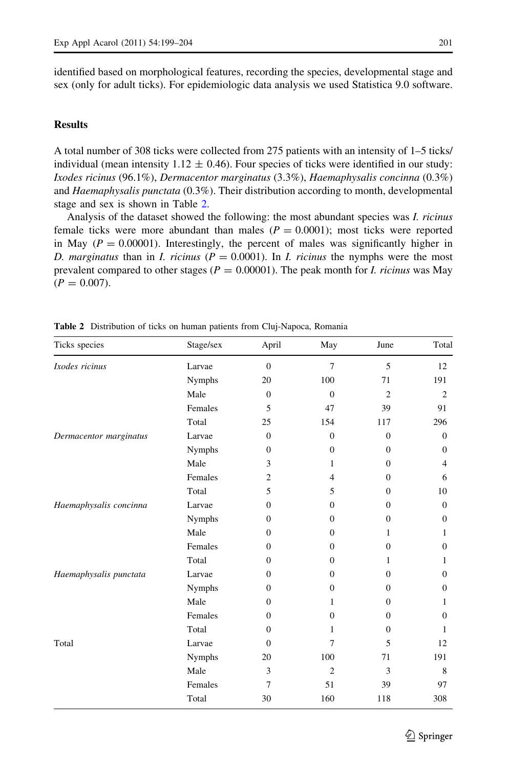identified based on morphological features, recording the species, developmental stage and sex (only for adult ticks). For epidemiologic data analysis we used Statistica 9.0 software.

## Results

A total number of 308 ticks were collected from 275 patients with an intensity of 1–5 ticks/individual (mean intensity $1.12 \pm 0.46$). Four species of ticks were identified in our study: *Ixodes ricinus* (96.1%), *Dermacentor marginatus* (3.3%), *Haemaphysalis concinna* (0.3%) and *Haemaphysalis punctata* (0.3%). Their distribution according to month, developmental stage and sex is shown in Table 2.

Analysis of the dataset showed the following: the most abundant species was *I. ricinus* female ticks were more abundant than males ($P = 0.0001$); most ticks were reported in May ($P = 0.00001$). Interestingly, the percent of males was significantly higher in *D. marginatus* than in *I. ricinus* ($P = 0.0001$). In *I. ricinus* the nymphs were the most prevalent compared to other stages ($P = 0.00001$). The peak month for *I. ricinus* was May ($P = 0.007$).

**Table 2** Distribution of ticks on human patients from Cluj-Napoca, Romania

| Ticks species | Stage/sex | April | May | June | Total |
|---|---|---|---|---|---|
| *Ixodes ricinus* | Larvae | 0 | 7 | 5 | 12 |
| | Nymphs | 20 | 100 | 71 | 191 |
| | Male | 0 | 0 | 2 | 2 |
| | Females | 5 | 47 | 39 | 91 |
| | Total | 25 | 154 | 117 | 296 |
| *Dermacentor marginatus* | Larvae | 0 | 0 | 0 | 0 |
| | Nymphs | 0 | 0 | 0 | 0 |
| | Male | 3 | 1 | 0 | 4 |
| | Females | 2 | 4 | 0 | 6 |
| | Total | 5 | 5 | 0 | 10 |
| *Haemaphysalis concinna* | Larvae | 0 | 0 | 0 | 0 |
| | Nymphs | 0 | 0 | 0 | 0 |
| | Male | 0 | 0 | 1 | 1 |
| | Females | 0 | 0 | 0 | 0 |
| | Total | 0 | 0 | 1 | 1 |
| *Haemaphysalis punctata* | Larvae | 0 | 0 | 0 | 0 |
| | Nymphs | 0 | 0 | 0 | 0 |
| | Male | 0 | 1 | 0 | 1 |
| | Females | 0 | 0 | 0 | 0 |
| | Total | 0 | 1 | 0 | 1 |
| Total | Larvae | 0 | 7 | 5 | 12 |
| | Nymphs | 20 | 100 | 71 | 191 |
| | Male | 3 | 2 | 3 | 8 |
| | Females | 7 | 51 | 39 | 97 |
| | Total | 30 | 160 | 118 | 308 |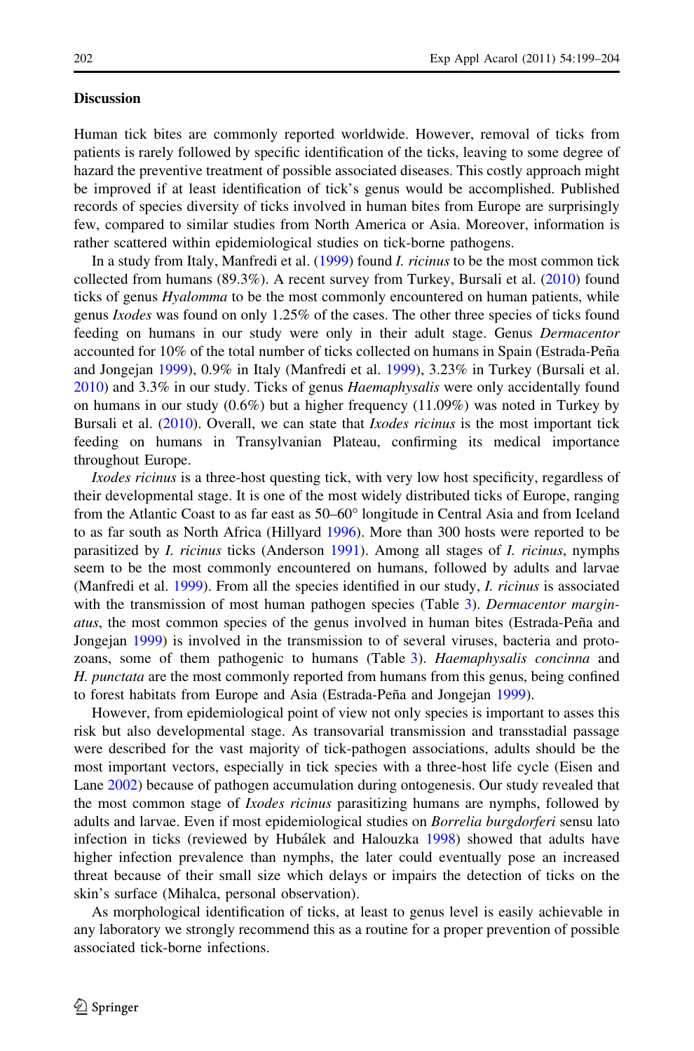## Discussion

Human tick bites are commonly reported worldwide. However, removal of ticks from patients is rarely followed by specific identification of the ticks, leaving to some degree of hazard the preventive treatment of possible associated diseases. This costly approach might be improved if at least identification of tick's genus would be accomplished. Published records of species diversity of ticks involved in human bites from Europe are surprisingly few, compared to similar studies from North America or Asia. Moreover, information is rather scattered within epidemiological studies on tick-borne pathogens.

In a study from Italy, Manfredi et al. (1999) found *I. ricinus* to be the most common tick collected from humans (89.3%). A recent survey from Turkey, Bursali et al. (2010) found ticks of genus *Hyalomma* to be the most commonly encountered on human patients, while genus *Ixodes* was found on only 1.25% of the cases. The other three species of ticks found feeding on humans in our study were only in their adult stage. Genus *Dermacentor* accounted for 10% of the total number of ticks collected on humans in Spain (Estrada-Peña and Jongejan 1999), 0.9% in Italy (Manfredi et al. 1999), 3.23% in Turkey (Bursali et al. 2010) and 3.3% in our study. Ticks of genus *Haemaphysalis* were only accidentally found on humans in our study (0.6%) but a higher frequency (11.09%) was noted in Turkey by Bursali et al. (2010). Overall, we can state that *Ixodes ricinus* is the most important tick feeding on humans in Transylvanian Plateau, confirming its medical importance throughout Europe.

*Ixodes ricinus* is a three-host questing tick, with very low host specificity, regardless of their developmental stage. It is one of the most widely distributed ticks of Europe, ranging from the Atlantic Coast to as far east as 50–60° longitude in Central Asia and from Iceland to as far south as North Africa (Hillyard 1996). More than 300 hosts were reported to be parasitized by *I. ricinus* ticks (Anderson 1991). Among all stages of *I. ricinus*, nymphs seem to be the most commonly encountered on humans, followed by adults and larvae (Manfredi et al. 1999). From all the species identified in our study, *I. ricinus* is associated with the transmission of most human pathogen species (Table 3). *Dermacentor marginatus*, the most common species of the genus involved in human bites (Estrada-Peña and Jongejan 1999) is involved in the transmission to of several viruses, bacteria and protozoans, some of them pathogenic to humans (Table 3). *Haemaphysalis concinna* and *H. punctata* are the most commonly reported from humans from this genus, being confined to forest habitats from Europe and Asia (Estrada-Peña and Jongejan 1999).

However, from epidemiological point of view not only species is important to asses this risk but also developmental stage. As transovarial transmission and transstadial passage were described for the vast majority of tick-pathogen associations, adults should be the most important vectors, especially in tick species with a three-host life cycle (Eisen and Lane 2002) because of pathogen accumulation during ontogenesis. Our study revealed that the most common stage of *Ixodes ricinus* parasitizing humans are nymphs, followed by adults and larvae. Even if most epidemiological studies on *Borrelia burgdorferi* sensu lato infection in ticks (reviewed by Hubálek and Halouzka 1998) showed that adults have higher infection prevalence than nymphs, the later could eventually pose an increased threat because of their small size which delays or impairs the detection of ticks on the skin's surface (Mihalca, personal observation).

As morphological identification of ticks, at least to genus level is easily achievable in any laboratory we strongly recommend this as a routine for a proper prevention of possible associated tick-borne infections.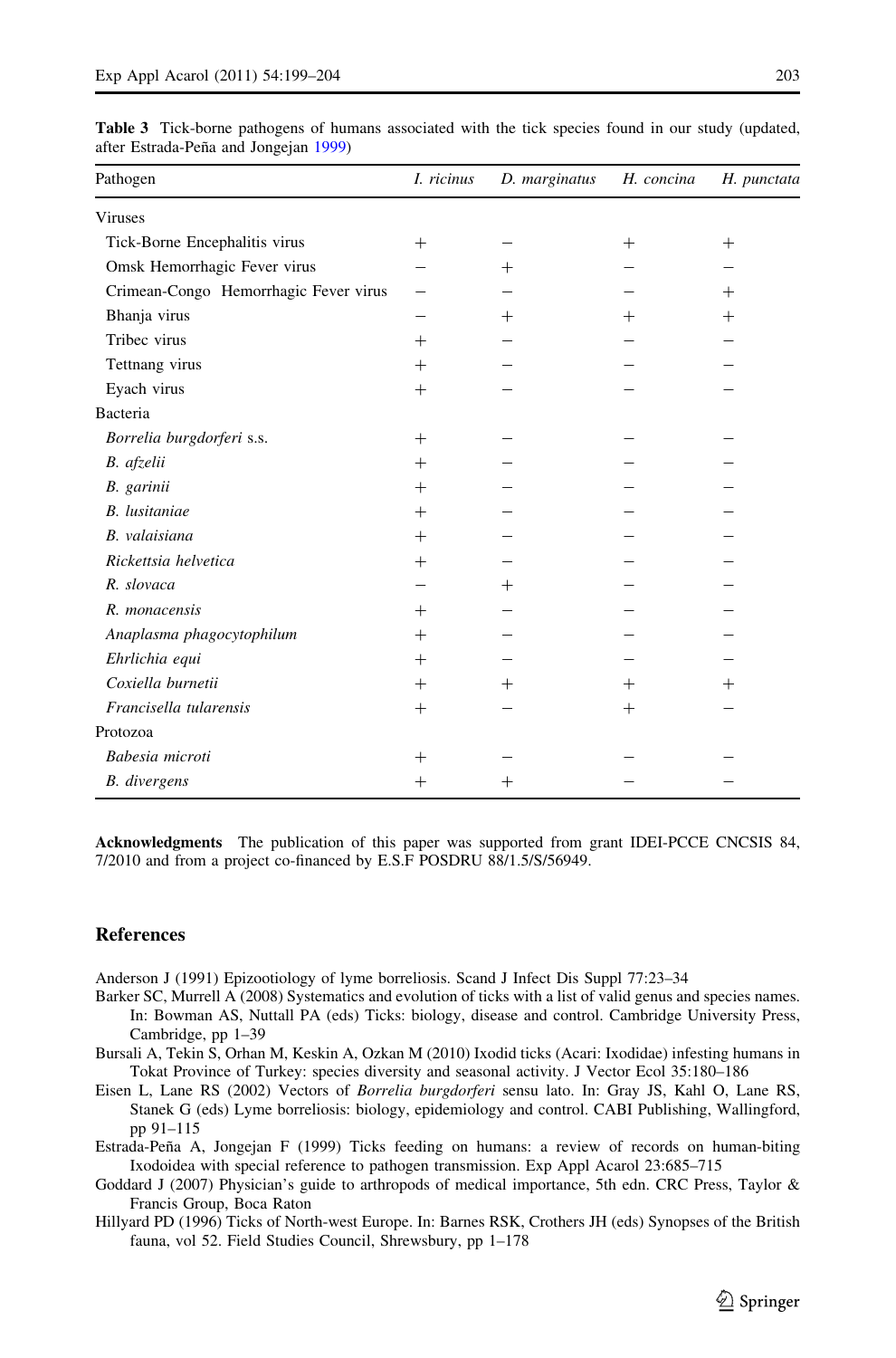**Table 3** Tick-borne pathogens of humans associated with the tick species found in our study (updated, after Estrada-Peña and Jongejan 1999)

| Pathogen | *I. ricinus* | *D. marginatus* | *H. concina* | *H. punctata* |
|---|---|---|---|---|
| Viruses | | | | |
| Tick-Borne Encephalitis virus | + | − | + | + |
| Omsk Hemorrhagic Fever virus | − | + | − | − |
| Crimean-Congo Hemorrhagic Fever virus | − | − | − | + |
| Bhanja virus | − | + | + | + |
| Tribec virus | + | − | − | − |
| Tettnang virus | + | − | − | − |
| Eyach virus | + | − | − | − |
| Bacteria | | | | |
| *Borrelia burgdorferi* s.s. | + | − | − | − |
| *B. afzelii* | + | − | − | − |
| *B. garinii* | + | − | − | − |
| *B. lusitaniae* | + | − | − | − |
| *B. valaisiana* | + | − | − | − |
| *Rickettsia helvetica* | + | − | − | − |
| *R. slovaca* | − | + | − | − |
| *R. monacensis* | + | − | − | − |
| *Anaplasma phagocytophilum* | + | − | − | − |
| *Ehrlichia equi* | + | − | − | − |
| *Coxiella burnetii* | + | + | + | + |
| *Francisella tularensis* | + | − | + | − |
| Protozoa | | | | |
| *Babesia microti* | + | − | − | − |
| *B. divergens* | + | + | − | − |

**Acknowledgments** The publication of this paper was supported from grant IDEI-PCCE CNCSIS 84, 7/2010 and from a project co-financed by E.S.F POSDRU 88/1.5/S/56949.

## References

Anderson J (1991) Epizootiology of lyme borreliosis. Scand J Infect Dis Suppl 77:23–34

Barker SC, Murrell A (2008) Systematics and evolution of ticks with a list of valid genus and species names. In: Bowman AS, Nuttall PA (eds) Ticks: biology, disease and control. Cambridge University Press, Cambridge, pp 1–39

Bursali A, Tekin S, Orhan M, Keskin A, Ozkan M (2010) Ixodid ticks (Acari: Ixodidae) infesting humans in Tokat Province of Turkey: species diversity and seasonal activity. J Vector Ecol 35:180–186

Eisen L, Lane RS (2002) Vectors of *Borrelia burgdorferi* sensu lato. In: Gray JS, Kahl O, Lane RS, Stanek G (eds) Lyme borreliosis: biology, epidemiology and control. CABI Publishing, Wallingford, pp 91–115

Estrada-Peña A, Jongejan F (1999) Ticks feeding on humans: a review of records on human-biting Ixodoidea with special reference to pathogen transmission. Exp Appl Acarol 23:685–715

Goddard J (2007) Physician's guide to arthropods of medical importance, 5th edn. CRC Press, Taylor & Francis Group, Boca Raton

Hillyard PD (1996) Ticks of North-west Europe. In: Barnes RSK, Crothers JH (eds) Synopses of the British fauna, vol 52. Field Studies Council, Shrewsbury, pp 1–178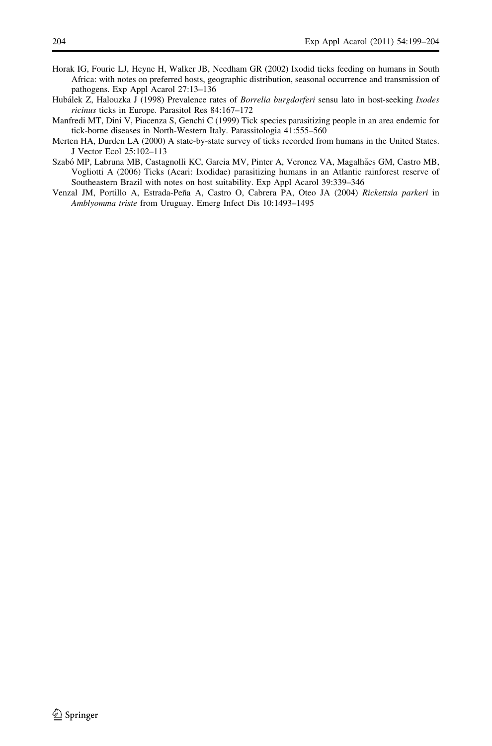Horak IG, Fourie LJ, Heyne H, Walker JB, Needham GR (2002) Ixodid ticks feeding on humans in South Africa: with notes on preferred hosts, geographic distribution, seasonal occurrence and transmission of pathogens. Exp Appl Acarol 27:13–136

Hubálek Z, Halouzka J (1998) Prevalence rates of *Borrelia burgdorferi* sensu lato in host-seeking *Ixodes ricinus* ticks in Europe. Parasitol Res 84:167–172

Manfredi MT, Dini V, Piacenza S, Genchi C (1999) Tick species parasitizing people in an area endemic for tick-borne diseases in North-Western Italy. Parassitologia 41:555–560

Merten HA, Durden LA (2000) A state-by-state survey of ticks recorded from humans in the United States. J Vector Ecol 25:102–113

Szabó MP, Labruna MB, Castagnolli KC, Garcia MV, Pinter A, Veronez VA, Magalhães GM, Castro MB, Vogliotti A (2006) Ticks (Acari: Ixodidae) parasitizing humans in an Atlantic rainforest reserve of Southeastern Brazil with notes on host suitability. Exp Appl Acarol 39:339–346

Venzal JM, Portillo A, Estrada-Peña A, Castro O, Cabrera PA, Oteo JA (2004) *Rickettsia parkeri* in *Amblyomma triste* from Uruguay. Emerg Infect Dis 10:1493–1495